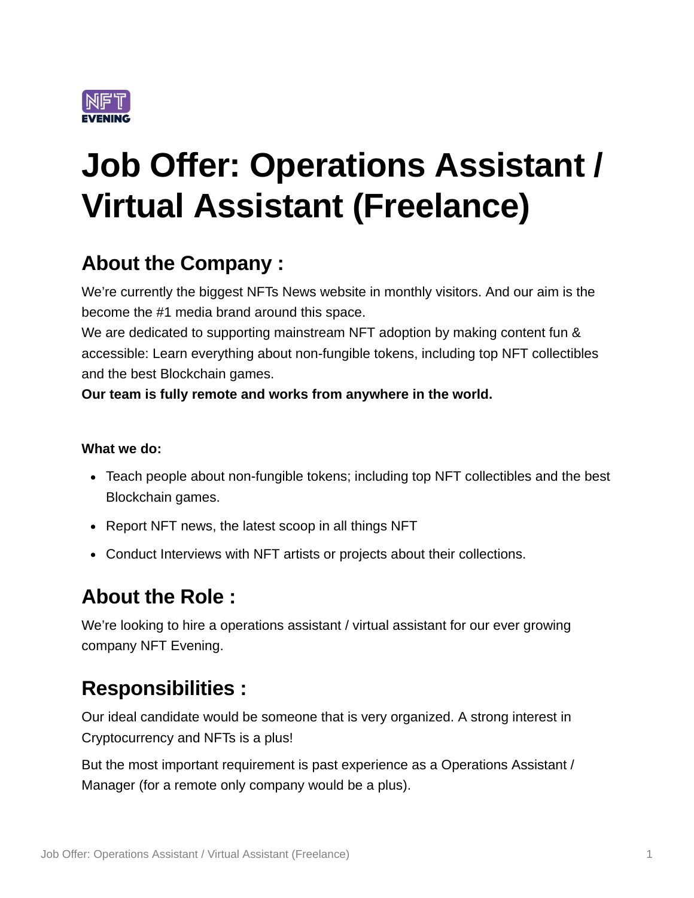# Job Offer: Operations Assistant / Virtual Assistant (Freelance)

## About the Company :

We're currently the biggest NFTs News website in monthly visitors. And our aim is the become the #1 media brand around this space.
We are dedicated to supporting mainstream NFT adoption by making content fun & accessible: Learn everything about non-fungible tokens, including top NFT collectibles and the best Blockchain games.
**Our team is fully remote and works from anywhere in the world.**

**What we do:**

- Teach people about non-fungible tokens; including top NFT collectibles and the best Blockchain games.
- Report NFT news, the latest scoop in all things NFT
- Conduct Interviews with NFT artists or projects about their collections.

## About the Role :

We're looking to hire a operations assistant / virtual assistant for our ever growing company NFT Evening.

## Responsibilities :

Our ideal candidate would be someone that is very organized. A strong interest in Cryptocurrency and NFTs is a plus!

But the most important requirement is past experience as a Operations Assistant / Manager (for a remote only company would be a plus).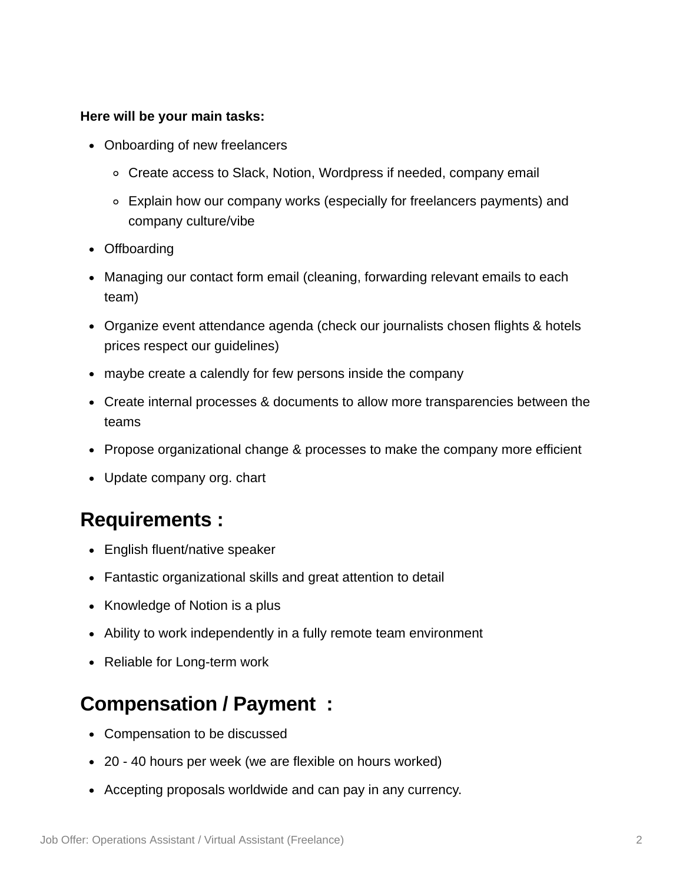**Here will be your main tasks:**

- Onboarding of new freelancers
  - Create access to Slack, Notion, Wordpress if needed, company email
  - Explain how our company works (especially for freelancers payments) and company culture/vibe
- Offboarding
- Managing our contact form email (cleaning, forwarding relevant emails to each team)
- Organize event attendance agenda (check our journalists chosen flights & hotels prices respect our guidelines)
- maybe create a calendly for few persons inside the company
- Create internal processes & documents to allow more transparencies between the teams
- Propose organizational change & processes to make the company more efficient
- Update company org. chart

## Requirements :

- English fluent/native speaker
- Fantastic organizational skills and great attention to detail
- Knowledge of Notion is a plus
- Ability to work independently in a fully remote team environment
- Reliable for Long-term work

## Compensation / Payment :

- Compensation to be discussed
- 20 - 40 hours per week (we are flexible on hours worked)
- Accepting proposals worldwide and can pay in any currency.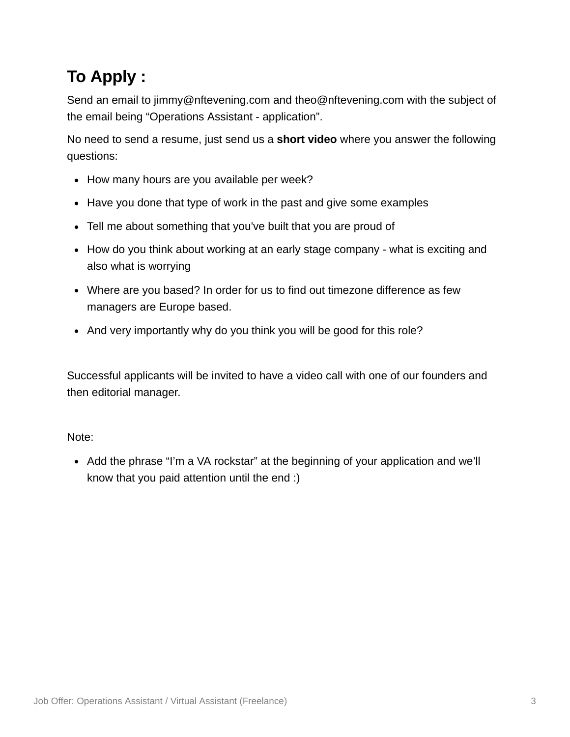## To Apply :

Send an email to jimmy@nftevening.com and theo@nftevening.com with the subject of the email being “Operations Assistant - application”.

No need to send a resume, just send us a **short video** where you answer the following questions:

- How many hours are you available per week?
- Have you done that type of work in the past and give some examples
- Tell me about something that you've built that you are proud of
- How do you think about working at an early stage company - what is exciting and also what is worrying
- Where are you based? In order for us to find out timezone difference as few managers are Europe based.
- And very importantly why do you think you will be good for this role?

Successful applicants will be invited to have a video call with one of our founders and then editorial manager.

Note:

- Add the phrase “I’m a VA rockstar” at the beginning of your application and we’ll know that you paid attention until the end :)